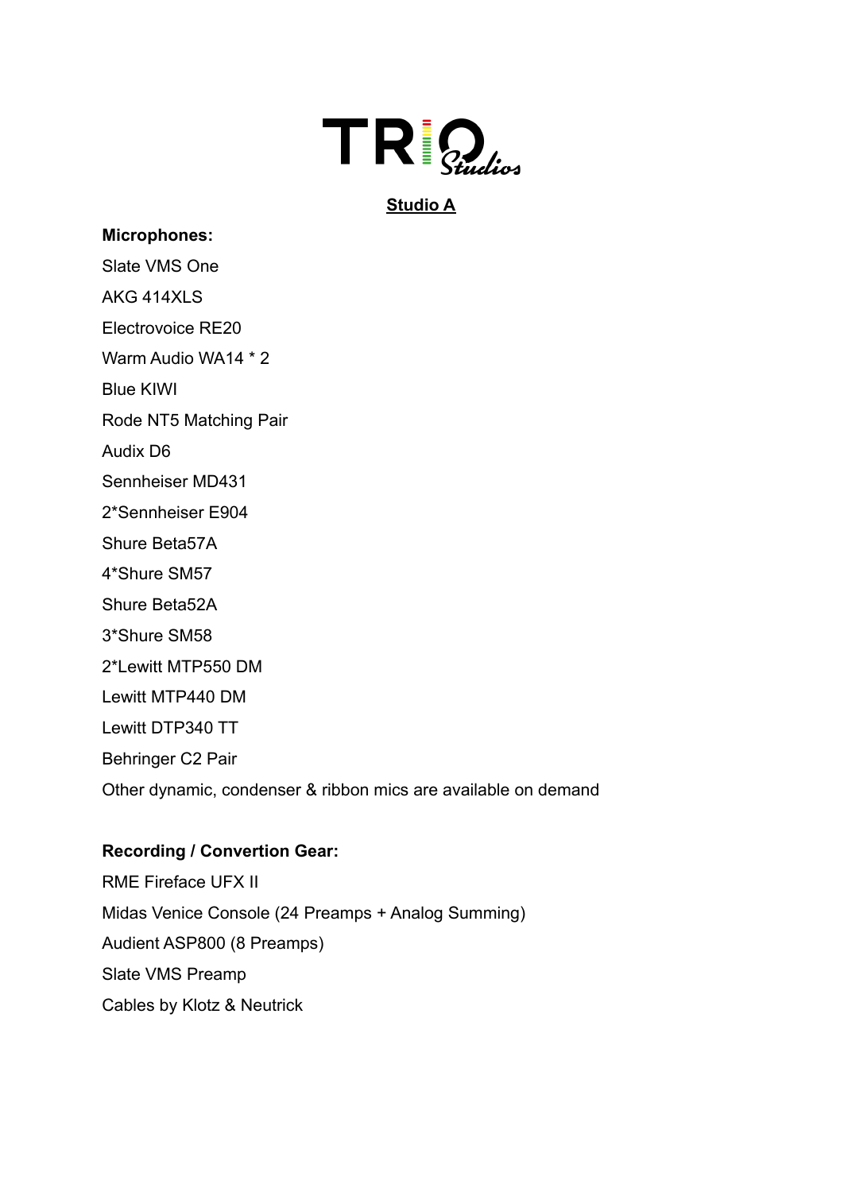# TRIO Studios

## Studio A

**Microphones:**

Slate VMS One

AKG 414XLS

Electrovoice RE20

Warm Audio WA14 * 2

Blue KIWI

Rode NT5 Matching Pair

Audix D6

Sennheiser MD431

2*Sennheiser E904

Shure Beta57A

4*Shure SM57

Shure Beta52A

3*Shure SM58

2*Lewitt MTP550 DM

Lewitt MTP440 DM

Lewitt DTP340 TT

Behringer C2 Pair

Other dynamic, condenser & ribbon mics are available on demand

**Recording / Convertion Gear:**

RME Fireface UFX II

Midas Venice Console (24 Preamps + Analog Summing)

Audient ASP800 (8 Preamps)

Slate VMS Preamp

Cables by Klotz & Neutrick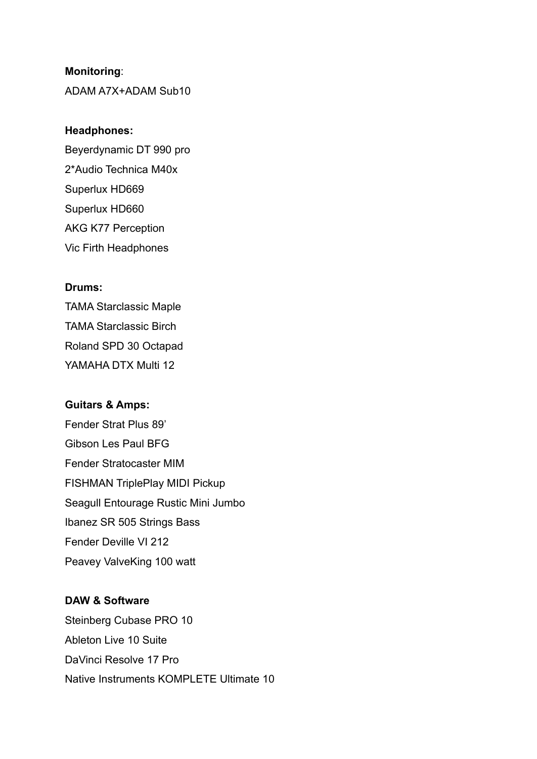**Monitoring**:

ADAM A7X+ADAM Sub10

**Headphones:**

Beyerdynamic DT 990 pro

2*Audio Technica M40x

Superlux HD669

Superlux HD660

AKG K77 Perception

Vic Firth Headphones

**Drums:**

TAMA Starclassic Maple

TAMA Starclassic Birch

Roland SPD 30 Octapad

YAMAHA DTX Multi 12

**Guitars & Amps:**

Fender Strat Plus 89’

Gibson Les Paul BFG

Fender Stratocaster MIM

FISHMAN TriplePlay MIDI Pickup

Seagull Entourage Rustic Mini Jumbo

Ibanez SR 505 Strings Bass

Fender Deville VI 212

Peavey ValveKing 100 watt

**DAW & Software**

Steinberg Cubase PRO 10

Ableton Live 10 Suite

DaVinci Resolve 17 Pro

Native Instruments KOMPLETE Ultimate 10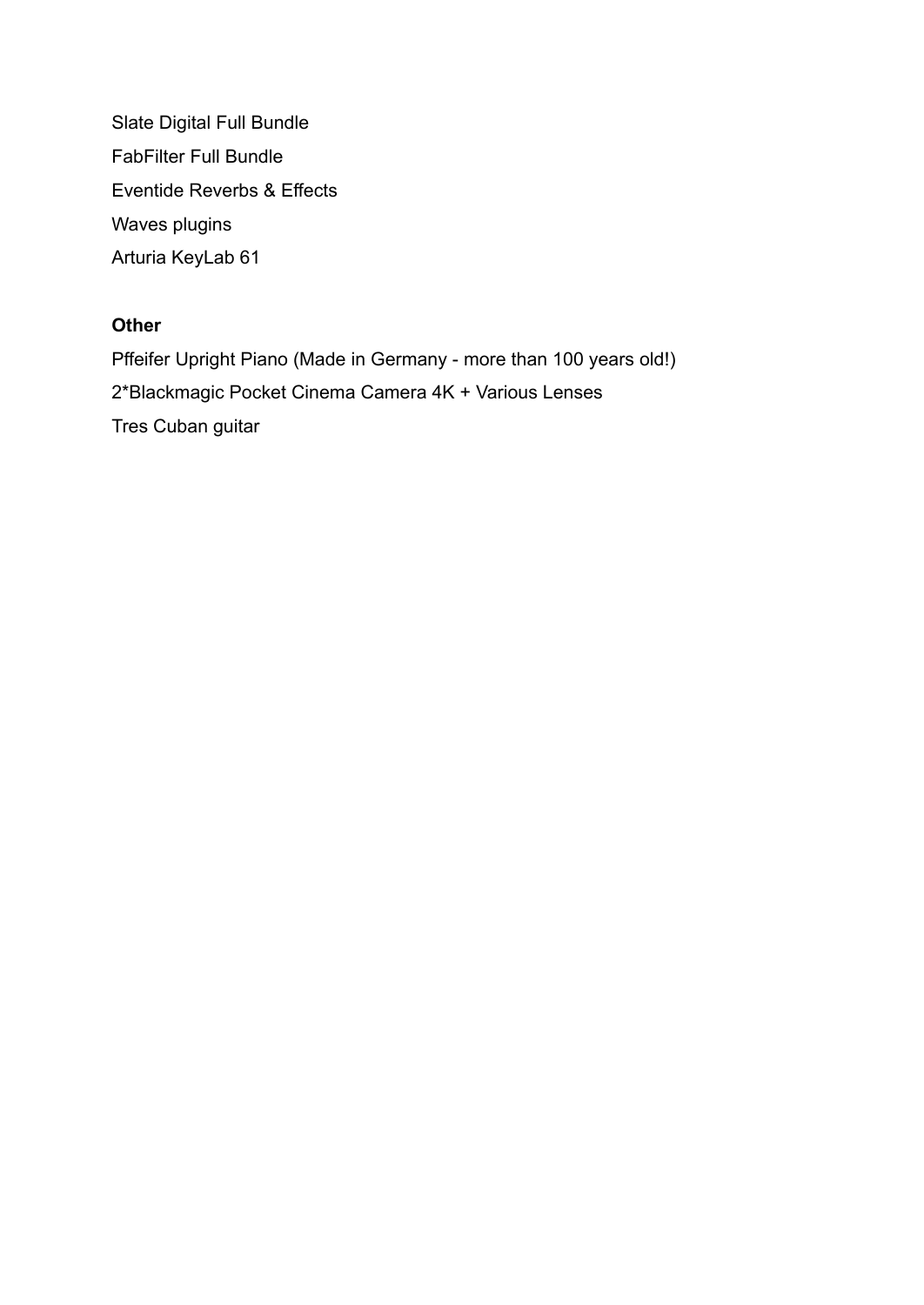Slate Digital Full Bundle

FabFilter Full Bundle

Eventide Reverbs & Effects

Waves plugins

Arturia KeyLab 61

**Other**

Pffeifer Upright Piano (Made in Germany - more than 100 years old!)

2*Blackmagic Pocket Cinema Camera 4K + Various Lenses

Tres Cuban guitar